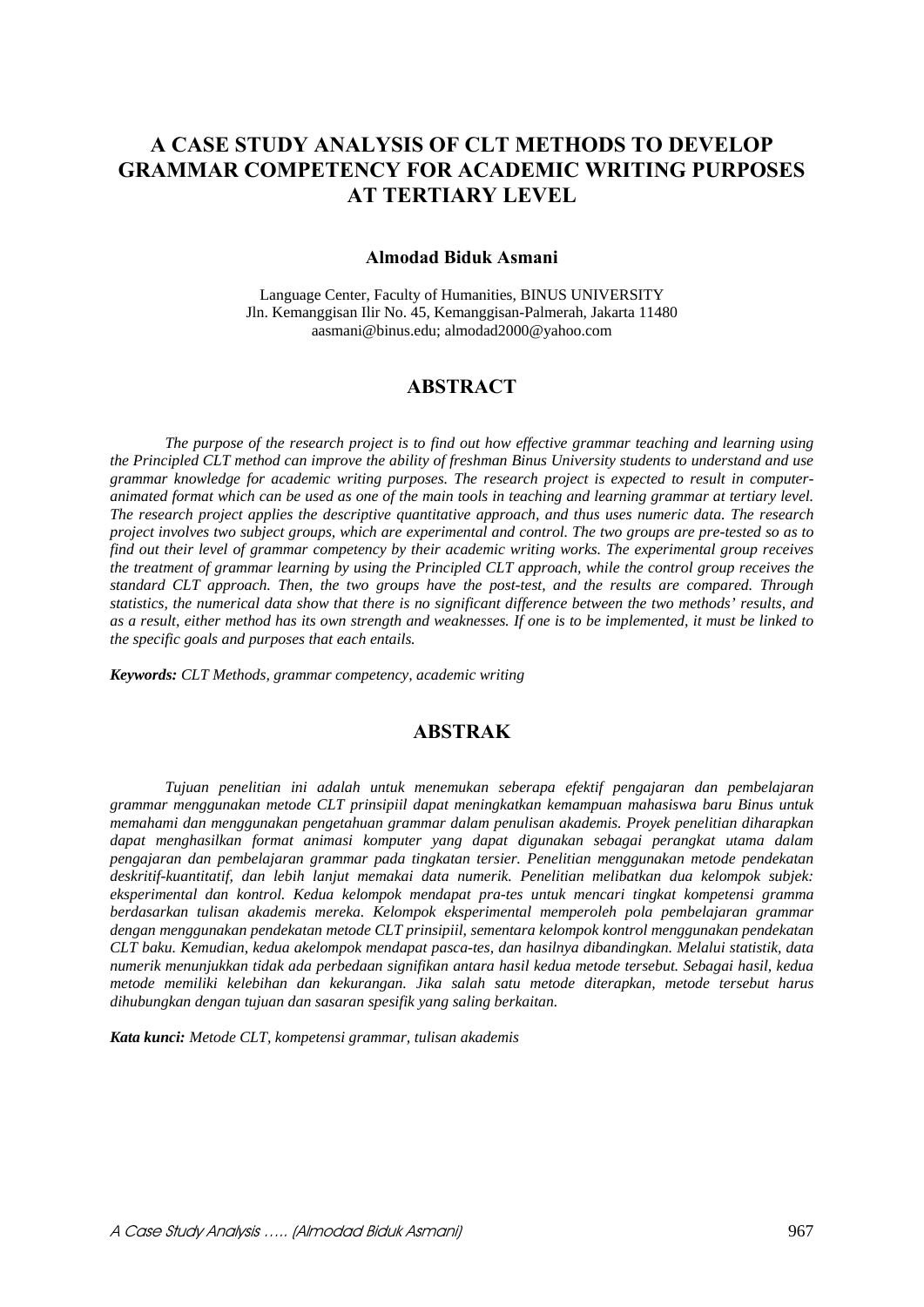# A CASE STUDY ANALYSIS OF CLT METHODS TO DEVELOP GRAMMAR COMPETENCY FOR ACADEMIC WRITING PURPOSES AT TERTIARY LEVEL

**Almodad Biduk Asmani**

Language Center, Faculty of Humanities, BINUS UNIVERSITY
Jln. Kemanggisan Ilir No. 45, Kemanggisan-Palmerah, Jakarta 11480
aasmani@binus.edu; almodad2000@yahoo.com

## ABSTRACT

*The purpose of the research project is to find out how effective grammar teaching and learning using the Principled CLT method can improve the ability of freshman Binus University students to understand and use grammar knowledge for academic writing purposes. The research project is expected to result in computer-animated format which can be used as one of the main tools in teaching and learning grammar at tertiary level. The research project applies the descriptive quantitative approach, and thus uses numeric data. The research project involves two subject groups, which are experimental and control. The two groups are pre-tested so as to find out their level of grammar competency by their academic writing works. The experimental group receives the treatment of grammar learning by using the Principled CLT approach, while the control group receives the standard CLT approach. Then, the two groups have the post-test, and the results are compared. Through statistics, the numerical data show that there is no significant difference between the two methods' results, and as a result, either method has its own strength and weaknesses. If one is to be implemented, it must be linked to the specific goals and purposes that each entails.*

***Keywords:*** *CLT Methods, grammar competency, academic writing*

## ABSTRAK

*Tujuan penelitian ini adalah untuk menemukan seberapa efektif pengajaran dan pembelajaran grammar menggunakan metode CLT prinsipiil dapat meningkatkan kemampuan mahasiswa baru Binus untuk memahami dan menggunakan pengetahuan grammar dalam penulisan akademis. Proyek penelitian diharapkan dapat menghasilkan format animasi komputer yang dapat digunakan sebagai perangkat utama dalam pengajaran dan pembelajaran grammar pada tingkatan tersier. Penelitian menggunakan metode pendekatan deskritif-kuantitatif, dan lebih lanjut memakai data numerik. Penelitian melibatkan dua kelompok subjek: eksperimental dan kontrol. Kedua kelompok mendapat pra-tes untuk mencari tingkat kompetensi gramma berdasarkan tulisan akademis mereka. Kelompok eksperimental memperoleh pola pembelajaran grammar dengan menggunakan pendekatan metode CLT prinsipiil, sementara kelompok kontrol menggunakan pendekatan CLT baku. Kemudian, kedua akelompok mendapat pasca-tes, dan hasilnya dibandingkan. Melalui statistik, data numerik menunjukkan tidak ada perbedaan signifikan antara hasil kedua metode tersebut. Sebagai hasil, kedua metode memiliki kelebihan dan kekurangan. Jika salah satu metode diterapkan, metode tersebut harus dihubungkan dengan tujuan dan sasaran spesifik yang saling berkaitan.*

***Kata kunci:*** *Metode CLT, kompetensi grammar, tulisan akademis*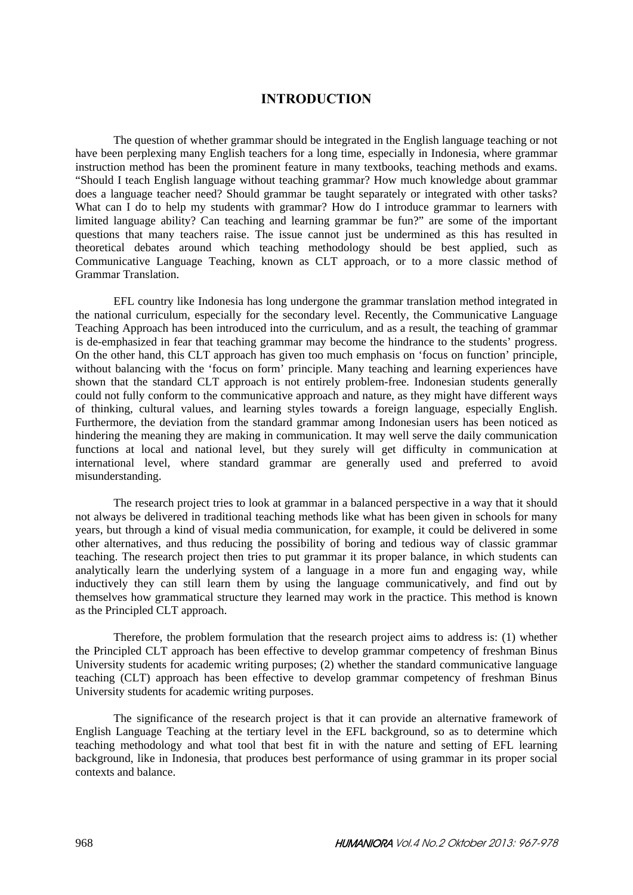# INTRODUCTION

The question of whether grammar should be integrated in the English language teaching or not have been perplexing many English teachers for a long time, especially in Indonesia, where grammar instruction method has been the prominent feature in many textbooks, teaching methods and exams. "Should I teach English language without teaching grammar? How much knowledge about grammar does a language teacher need? Should grammar be taught separately or integrated with other tasks? What can I do to help my students with grammar? How do I introduce grammar to learners with limited language ability? Can teaching and learning grammar be fun?" are some of the important questions that many teachers raise. The issue cannot just be undermined as this has resulted in theoretical debates around which teaching methodology should be best applied, such as Communicative Language Teaching, known as CLT approach, or to a more classic method of Grammar Translation.

EFL country like Indonesia has long undergone the grammar translation method integrated in the national curriculum, especially for the secondary level. Recently, the Communicative Language Teaching Approach has been introduced into the curriculum, and as a result, the teaching of grammar is de-emphasized in fear that teaching grammar may become the hindrance to the students' progress. On the other hand, this CLT approach has given too much emphasis on 'focus on function' principle, without balancing with the 'focus on form' principle. Many teaching and learning experiences have shown that the standard CLT approach is not entirely problem-free. Indonesian students generally could not fully conform to the communicative approach and nature, as they might have different ways of thinking, cultural values, and learning styles towards a foreign language, especially English. Furthermore, the deviation from the standard grammar among Indonesian users has been noticed as hindering the meaning they are making in communication. It may well serve the daily communication functions at local and national level, but they surely will get difficulty in communication at international level, where standard grammar are generally used and preferred to avoid misunderstanding.

The research project tries to look at grammar in a balanced perspective in a way that it should not always be delivered in traditional teaching methods like what has been given in schools for many years, but through a kind of visual media communication, for example, it could be delivered in some other alternatives, and thus reducing the possibility of boring and tedious way of classic grammar teaching. The research project then tries to put grammar it its proper balance, in which students can analytically learn the underlying system of a language in a more fun and engaging way, while inductively they can still learn them by using the language communicatively, and find out by themselves how grammatical structure they learned may work in the practice. This method is known as the Principled CLT approach.

Therefore, the problem formulation that the research project aims to address is: (1) whether the Principled CLT approach has been effective to develop grammar competency of freshman Binus University students for academic writing purposes; (2) whether the standard communicative language teaching (CLT) approach has been effective to develop grammar competency of freshman Binus University students for academic writing purposes.

The significance of the research project is that it can provide an alternative framework of English Language Teaching at the tertiary level in the EFL background, so as to determine which teaching methodology and what tool that best fit in with the nature and setting of EFL learning background, like in Indonesia, that produces best performance of using grammar in its proper social contexts and balance.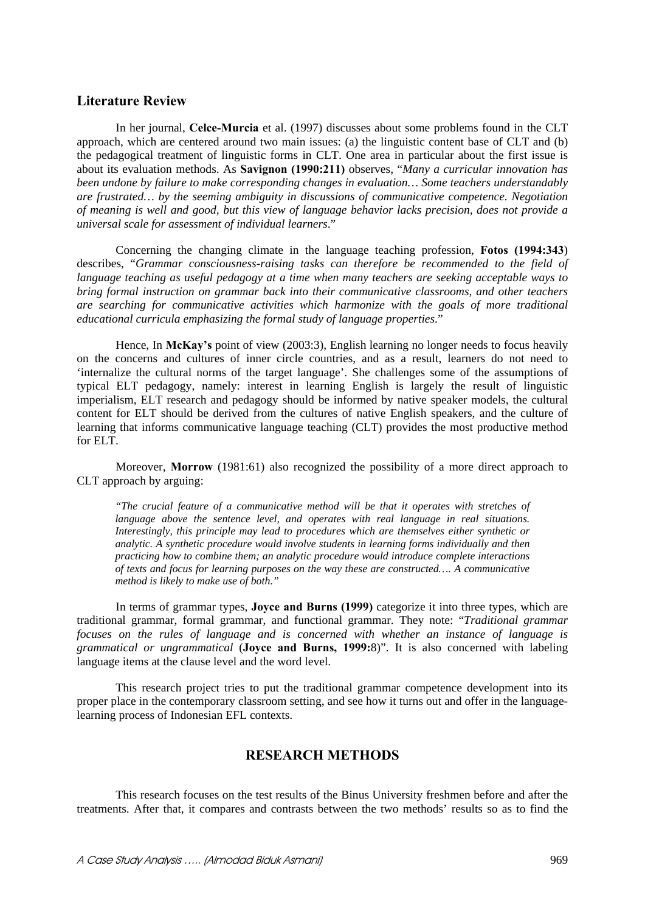## Literature Review

In her journal, **Celce-Murcia** et al. (1997) discusses about some problems found in the CLT approach, which are centered around two main issues: (a) the linguistic content base of CLT and (b) the pedagogical treatment of linguistic forms in CLT. One area in particular about the first issue is about its evaluation methods. As **Savignon (1990:211)** observes, "*Many a curricular innovation has been undone by failure to make corresponding changes in evaluation… Some teachers understandably are frustrated… by the seeming ambiguity in discussions of communicative competence. Negotiation of meaning is well and good, but this view of language behavior lacks precision, does not provide a universal scale for assessment of individual learners*."

Concerning the changing climate in the language teaching profession, **Fotos (1994:343**) describes, "*Grammar consciousness-raising tasks can therefore be recommended to the field of language teaching as useful pedagogy at a time when many teachers are seeking acceptable ways to bring formal instruction on grammar back into their communicative classrooms, and other teachers are searching for communicative activities which harmonize with the goals of more traditional educational curricula emphasizing the formal study of language properties*."

Hence, In **McKay's** point of view (2003:3), English learning no longer needs to focus heavily on the concerns and cultures of inner circle countries, and as a result, learners do not need to 'internalize the cultural norms of the target language'. She challenges some of the assumptions of typical ELT pedagogy, namely: interest in learning English is largely the result of linguistic imperialism, ELT research and pedagogy should be informed by native speaker models, the cultural content for ELT should be derived from the cultures of native English speakers, and the culture of learning that informs communicative language teaching (CLT) provides the most productive method for ELT.

Moreover, **Morrow** (1981:61) also recognized the possibility of a more direct approach to CLT approach by arguing:

> *"The crucial feature of a communicative method will be that it operates with stretches of language above the sentence level, and operates with real language in real situations. Interestingly, this principle may lead to procedures which are themselves either synthetic or analytic. A synthetic procedure would involve students in learning forms individually and then practicing how to combine them; an analytic procedure would introduce complete interactions of texts and focus for learning purposes on the way these are constructed…. A communicative method is likely to make use of both."*

In terms of grammar types, **Joyce and Burns (1999)** categorize it into three types, which are traditional grammar, formal grammar, and functional grammar. They note: "*Traditional grammar focuses on the rules of language and is concerned with whether an instance of language is grammatical or ungrammatical* (**Joyce and Burns, 1999:**8)". It is also concerned with labeling language items at the clause level and the word level.

This research project tries to put the traditional grammar competence development into its proper place in the contemporary classroom setting, and see how it turns out and offer in the language-learning process of Indonesian EFL contexts.

## RESEARCH METHODS

This research focuses on the test results of the Binus University freshmen before and after the treatments. After that, it compares and contrasts between the two methods' results so as to find the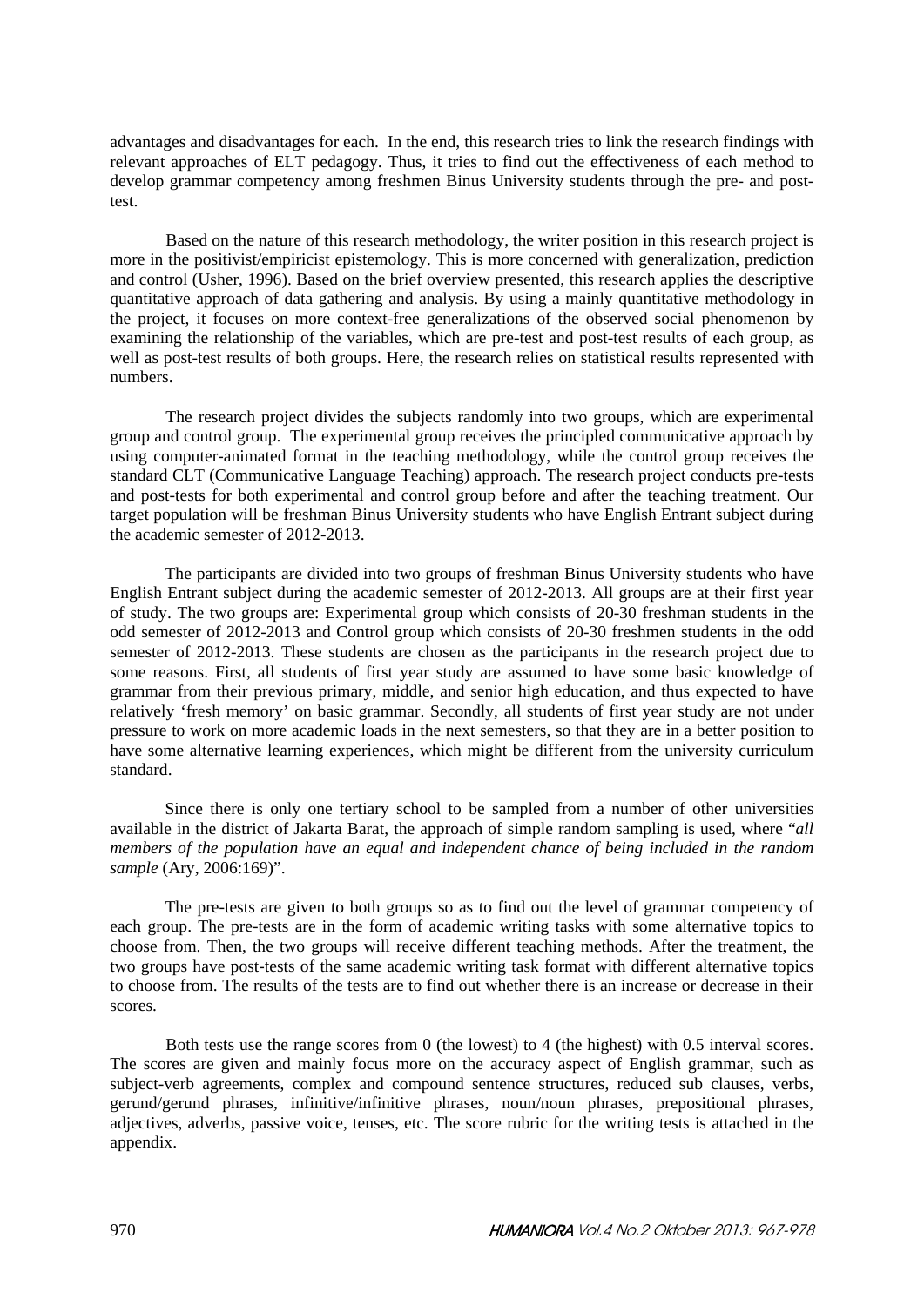advantages and disadvantages for each. In the end, this research tries to link the research findings with relevant approaches of ELT pedagogy. Thus, it tries to find out the effectiveness of each method to develop grammar competency among freshmen Binus University students through the pre- and post-test.

Based on the nature of this research methodology, the writer position in this research project is more in the positivist/empiricist epistemology. This is more concerned with generalization, prediction and control (Usher, 1996). Based on the brief overview presented, this research applies the descriptive quantitative approach of data gathering and analysis. By using a mainly quantitative methodology in the project, it focuses on more context-free generalizations of the observed social phenomenon by examining the relationship of the variables, which are pre-test and post-test results of each group, as well as post-test results of both groups. Here, the research relies on statistical results represented with numbers.

The research project divides the subjects randomly into two groups, which are experimental group and control group. The experimental group receives the principled communicative approach by using computer-animated format in the teaching methodology, while the control group receives the standard CLT (Communicative Language Teaching) approach. The research project conducts pre-tests and post-tests for both experimental and control group before and after the teaching treatment. Our target population will be freshman Binus University students who have English Entrant subject during the academic semester of 2012-2013.

The participants are divided into two groups of freshman Binus University students who have English Entrant subject during the academic semester of 2012-2013. All groups are at their first year of study. The two groups are: Experimental group which consists of 20-30 freshman students in the odd semester of 2012-2013 and Control group which consists of 20-30 freshmen students in the odd semester of 2012-2013. These students are chosen as the participants in the research project due to some reasons. First, all students of first year study are assumed to have some basic knowledge of grammar from their previous primary, middle, and senior high education, and thus expected to have relatively 'fresh memory' on basic grammar. Secondly, all students of first year study are not under pressure to work on more academic loads in the next semesters, so that they are in a better position to have some alternative learning experiences, which might be different from the university curriculum standard.

Since there is only one tertiary school to be sampled from a number of other universities available in the district of Jakarta Barat, the approach of simple random sampling is used, where "*all members of the population have an equal and independent chance of being included in the random sample* (Ary, 2006:169)".

The pre-tests are given to both groups so as to find out the level of grammar competency of each group. The pre-tests are in the form of academic writing tasks with some alternative topics to choose from. Then, the two groups will receive different teaching methods. After the treatment, the two groups have post-tests of the same academic writing task format with different alternative topics to choose from. The results of the tests are to find out whether there is an increase or decrease in their scores.

Both tests use the range scores from 0 (the lowest) to 4 (the highest) with 0.5 interval scores. The scores are given and mainly focus more on the accuracy aspect of English grammar, such as subject-verb agreements, complex and compound sentence structures, reduced sub clauses, verbs, gerund/gerund phrases, infinitive/infinitive phrases, noun/noun phrases, prepositional phrases, adjectives, adverbs, passive voice, tenses, etc. The score rubric for the writing tests is attached in the appendix.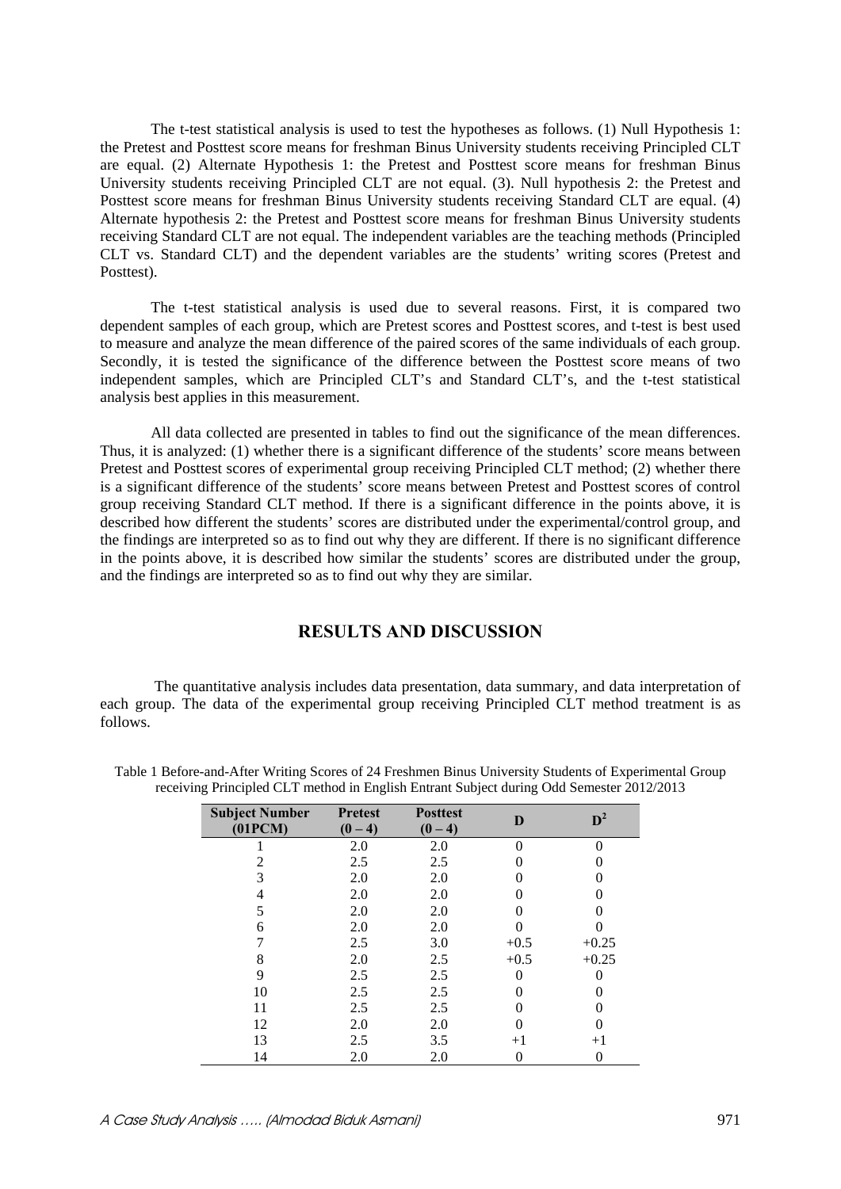The t-test statistical analysis is used to test the hypotheses as follows. (1) Null Hypothesis 1: the Pretest and Posttest score means for freshman Binus University students receiving Principled CLT are equal. (2) Alternate Hypothesis 1: the Pretest and Posttest score means for freshman Binus University students receiving Principled CLT are not equal. (3). Null hypothesis 2: the Pretest and Posttest score means for freshman Binus University students receiving Standard CLT are equal. (4) Alternate hypothesis 2: the Pretest and Posttest score means for freshman Binus University students receiving Standard CLT are not equal. The independent variables are the teaching methods (Principled CLT vs. Standard CLT) and the dependent variables are the students' writing scores (Pretest and Posttest).

The t-test statistical analysis is used due to several reasons. First, it is compared two dependent samples of each group, which are Pretest scores and Posttest scores, and t-test is best used to measure and analyze the mean difference of the paired scores of the same individuals of each group. Secondly, it is tested the significance of the difference between the Posttest score means of two independent samples, which are Principled CLT's and Standard CLT's, and the t-test statistical analysis best applies in this measurement.

All data collected are presented in tables to find out the significance of the mean differences. Thus, it is analyzed: (1) whether there is a significant difference of the students' score means between Pretest and Posttest scores of experimental group receiving Principled CLT method; (2) whether there is a significant difference of the students' score means between Pretest and Posttest scores of control group receiving Standard CLT method. If there is a significant difference in the points above, it is described how different the students' scores are distributed under the experimental/control group, and the findings are interpreted so as to find out why they are different. If there is no significant difference in the points above, it is described how similar the students' scores are distributed under the group, and the findings are interpreted so as to find out why they are similar.

## RESULTS AND DISCUSSION

The quantitative analysis includes data presentation, data summary, and data interpretation of each group. The data of the experimental group receiving Principled CLT method treatment is as follows.

Table 1 Before-and-After Writing Scores of 24 Freshmen Binus University Students of Experimental Group receiving Principled CLT method in English Entrant Subject during Odd Semester 2012/2013

| Subject Number (01PCM) | Pretest (0 – 4) | Posttest (0 – 4) | D | $D^2$ |
|---|---|---|---|---|
| 1 | 2.0 | 2.0 | 0 | 0 |
| 2 | 2.5 | 2.5 | 0 | 0 |
| 3 | 2.0 | 2.0 | 0 | 0 |
| 4 | 2.0 | 2.0 | 0 | 0 |
| 5 | 2.0 | 2.0 | 0 | 0 |
| 6 | 2.0 | 2.0 | 0 | 0 |
| 7 | 2.5 | 3.0 | +0.5 | +0.25 |
| 8 | 2.0 | 2.5 | +0.5 | +0.25 |
| 9 | 2.5 | 2.5 | 0 | 0 |
| 10 | 2.5 | 2.5 | 0 | 0 |
| 11 | 2.5 | 2.5 | 0 | 0 |
| 12 | 2.0 | 2.0 | 0 | 0 |
| 13 | 2.5 | 3.5 | +1 | +1 |
| 14 | 2.0 | 2.0 | 0 | 0 |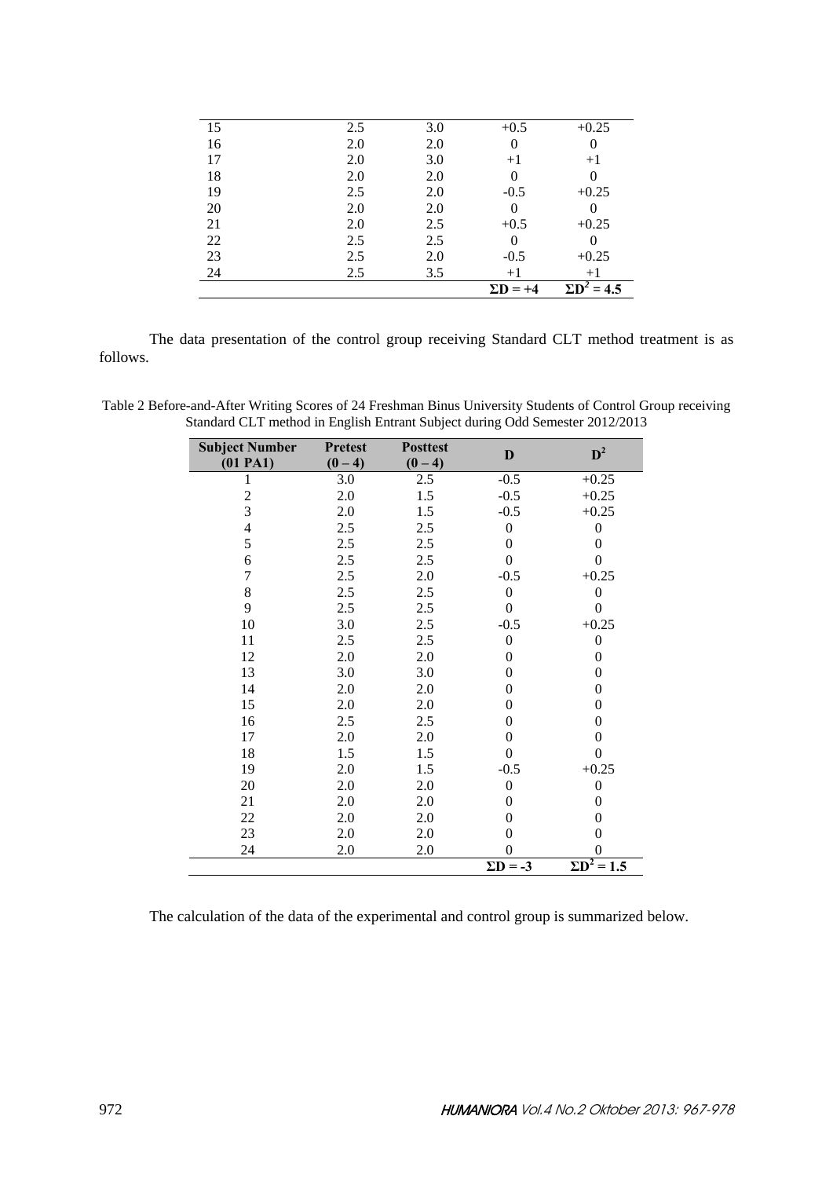| | | | | |
|---|---|---|---|---|
| 15 | 2.5 | 3.0 | +0.5 | +0.25 |
| 16 | 2.0 | 2.0 | 0 | 0 |
| 17 | 2.0 | 3.0 | +1 | +1 |
| 18 | 2.0 | 2.0 | 0 | 0 |
| 19 | 2.5 | 2.0 | -0.5 | +0.25 |
| 20 | 2.0 | 2.0 | 0 | 0 |
| 21 | 2.0 | 2.5 | +0.5 | +0.25 |
| 22 | 2.5 | 2.5 | 0 | 0 |
| 23 | 2.5 | 2.0 | -0.5 | +0.25 |
| 24 | 2.5 | 3.5 | +1 | +1 |
| | | | **$\Sigma D = +4$** | **$\Sigma D^2 = 4.5$** |

The data presentation of the control group receiving Standard CLT method treatment is as follows.

Table 2 Before-and-After Writing Scores of 24 Freshman Binus University Students of Control Group receiving Standard CLT method in English Entrant Subject during Odd Semester 2012/2013

| **Subject Number (01 PA1)** | **Pretest (0 – 4)** | **Posttest (0 – 4)** | **D** | **$D^2$** |
|---|---|---|---|---|
| 1 | 3.0 | 2.5 | -0.5 | +0.25 |
| 2 | 2.0 | 1.5 | -0.5 | +0.25 |
| 3 | 2.0 | 1.5 | -0.5 | +0.25 |
| 4 | 2.5 | 2.5 | 0 | 0 |
| 5 | 2.5 | 2.5 | 0 | 0 |
| 6 | 2.5 | 2.5 | 0 | 0 |
| 7 | 2.5 | 2.0 | -0.5 | +0.25 |
| 8 | 2.5 | 2.5 | 0 | 0 |
| 9 | 2.5 | 2.5 | 0 | 0 |
| 10 | 3.0 | 2.5 | -0.5 | +0.25 |
| 11 | 2.5 | 2.5 | 0 | 0 |
| 12 | 2.0 | 2.0 | 0 | 0 |
| 13 | 3.0 | 3.0 | 0 | 0 |
| 14 | 2.0 | 2.0 | 0 | 0 |
| 15 | 2.0 | 2.0 | 0 | 0 |
| 16 | 2.5 | 2.5 | 0 | 0 |
| 17 | 2.0 | 2.0 | 0 | 0 |
| 18 | 1.5 | 1.5 | 0 | 0 |
| 19 | 2.0 | 1.5 | -0.5 | +0.25 |
| 20 | 2.0 | 2.0 | 0 | 0 |
| 21 | 2.0 | 2.0 | 0 | 0 |
| 22 | 2.0 | 2.0 | 0 | 0 |
| 23 | 2.0 | 2.0 | 0 | 0 |
| 24 | 2.0 | 2.0 | 0 | 0 |
| | | | **$\Sigma D = -3$** | **$\Sigma D^2 = 1.5$** |

The calculation of the data of the experimental and control group is summarized below.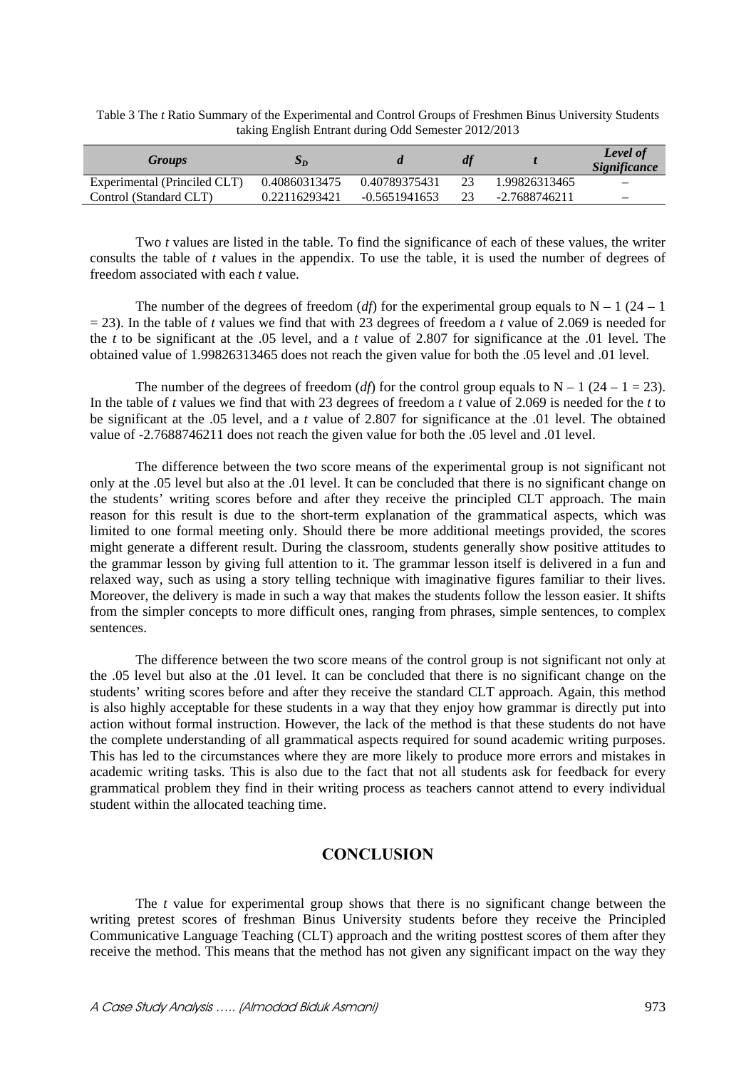Table 3 The *t* Ratio Summary of the Experimental and Control Groups of Freshmen Binus University Students taking English Entrant during Odd Semester 2012/2013

| *Groups* | $S_D$ | *d* | *df* | *t* | *Level of Significance* |
|---|---|---|---|---|---|
| Experimental (Princiled CLT) | 0.40860313475 | 0.40789375431 | 23 | 1.99826313465 | – |
| Control (Standard CLT) | 0.22116293421 | -0.5651941653 | 23 | -2.7688746211 | – |

Two *t* values are listed in the table. To find the significance of each of these values, the writer consults the table of *t* values in the appendix. To use the table, it is used the number of degrees of freedom associated with each *t* value.

The number of the degrees of freedom (*df*) for the experimental group equals to N – 1 (24 – 1 = 23). In the table of *t* values we find that with 23 degrees of freedom a *t* value of 2.069 is needed for the *t* to be significant at the .05 level, and a *t* value of 2.807 for significance at the .01 level. The obtained value of 1.99826313465 does not reach the given value for both the .05 level and .01 level.

The number of the degrees of freedom (*df*) for the control group equals to N – 1 (24 – 1 = 23). In the table of *t* values we find that with 23 degrees of freedom a *t* value of 2.069 is needed for the *t* to be significant at the .05 level, and a *t* value of 2.807 for significance at the .01 level. The obtained value of -2.7688746211 does not reach the given value for both the .05 level and .01 level.

The difference between the two score means of the experimental group is not significant not only at the .05 level but also at the .01 level. It can be concluded that there is no significant change on the students' writing scores before and after they receive the principled CLT approach. The main reason for this result is due to the short-term explanation of the grammatical aspects, which was limited to one formal meeting only. Should there be more additional meetings provided, the scores might generate a different result. During the classroom, students generally show positive attitudes to the grammar lesson by giving full attention to it. The grammar lesson itself is delivered in a fun and relaxed way, such as using a story telling technique with imaginative figures familiar to their lives. Moreover, the delivery is made in such a way that makes the students follow the lesson easier. It shifts from the simpler concepts to more difficult ones, ranging from phrases, simple sentences, to complex sentences.

The difference between the two score means of the control group is not significant not only at the .05 level but also at the .01 level. It can be concluded that there is no significant change on the students' writing scores before and after they receive the standard CLT approach. Again, this method is also highly acceptable for these students in a way that they enjoy how grammar is directly put into action without formal instruction. However, the lack of the method is that these students do not have the complete understanding of all grammatical aspects required for sound academic writing purposes. This has led to the circumstances where they are more likely to produce more errors and mistakes in academic writing tasks. This is also due to the fact that not all students ask for feedback for every grammatical problem they find in their writing process as teachers cannot attend to every individual student within the allocated teaching time.

## CONCLUSION

The *t* value for experimental group shows that there is no significant change between the writing pretest scores of freshman Binus University students before they receive the Principled Communicative Language Teaching (CLT) approach and the writing posttest scores of them after they receive the method. This means that the method has not given any significant impact on the way they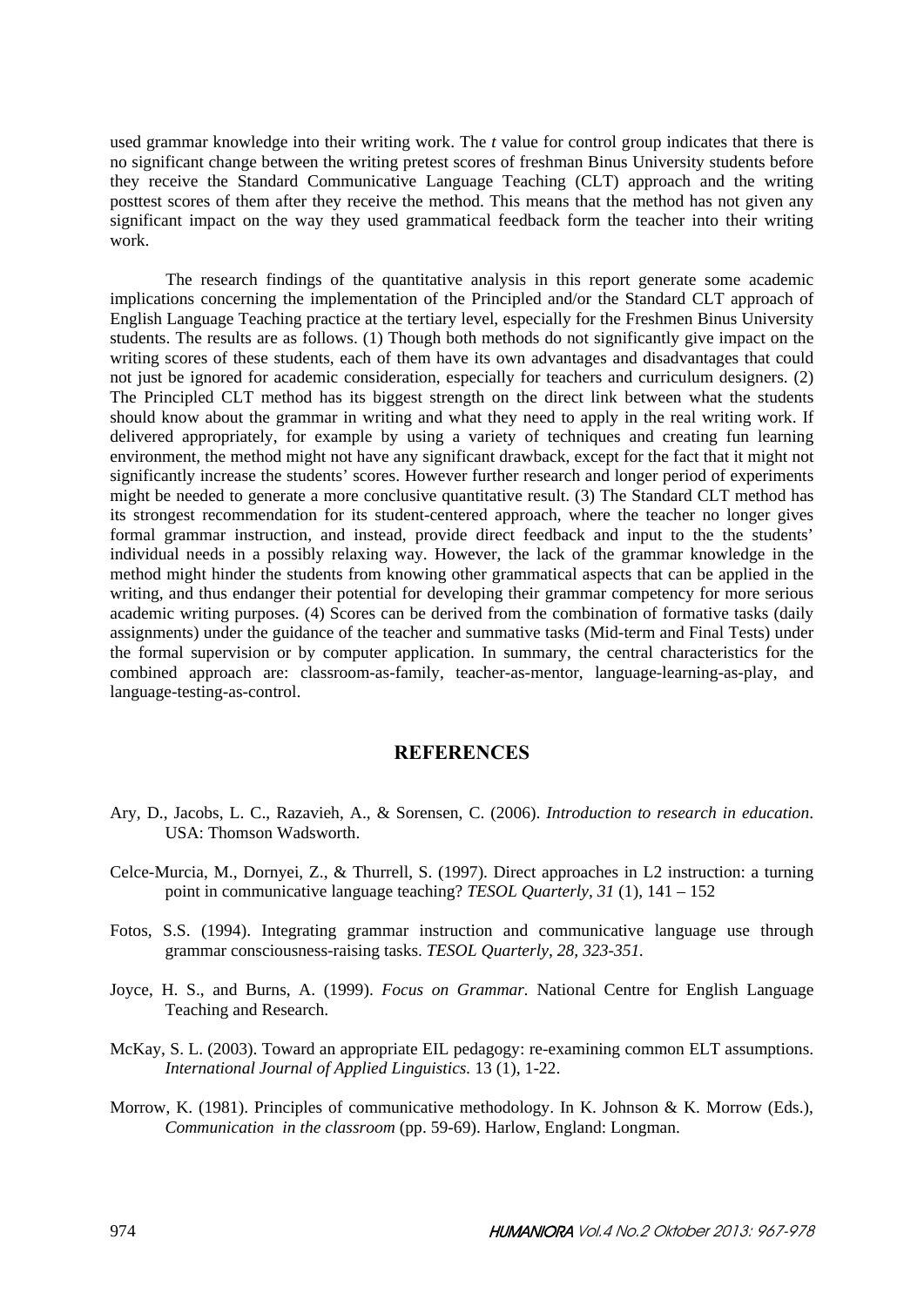used grammar knowledge into their writing work. The *t* value for control group indicates that there is no significant change between the writing pretest scores of freshman Binus University students before they receive the Standard Communicative Language Teaching (CLT) approach and the writing posttest scores of them after they receive the method. This means that the method has not given any significant impact on the way they used grammatical feedback form the teacher into their writing work.

The research findings of the quantitative analysis in this report generate some academic implications concerning the implementation of the Principled and/or the Standard CLT approach of English Language Teaching practice at the tertiary level, especially for the Freshmen Binus University students. The results are as follows. (1) Though both methods do not significantly give impact on the writing scores of these students, each of them have its own advantages and disadvantages that could not just be ignored for academic consideration, especially for teachers and curriculum designers. (2) The Principled CLT method has its biggest strength on the direct link between what the students should know about the grammar in writing and what they need to apply in the real writing work. If delivered appropriately, for example by using a variety of techniques and creating fun learning environment, the method might not have any significant drawback, except for the fact that it might not significantly increase the students' scores. However further research and longer period of experiments might be needed to generate a more conclusive quantitative result. (3) The Standard CLT method has its strongest recommendation for its student-centered approach, where the teacher no longer gives formal grammar instruction, and instead, provide direct feedback and input to the the students' individual needs in a possibly relaxing way. However, the lack of the grammar knowledge in the method might hinder the students from knowing other grammatical aspects that can be applied in the writing, and thus endanger their potential for developing their grammar competency for more serious academic writing purposes. (4) Scores can be derived from the combination of formative tasks (daily assignments) under the guidance of the teacher and summative tasks (Mid-term and Final Tests) under the formal supervision or by computer application. In summary, the central characteristics for the combined approach are: classroom-as-family, teacher-as-mentor, language-learning-as-play, and language-testing-as-control.

## REFERENCES

Ary, D., Jacobs, L. C., Razavieh, A., & Sorensen, C. (2006). *Introduction to research in education*. USA: Thomson Wadsworth.

Celce-Murcia, M., Dornyei, Z., & Thurrell, S. (1997). Direct approaches in L2 instruction: a turning point in communicative language teaching? *TESOL Quarterly*, *31* (1), 141 – 152

Fotos, S.S. (1994). Integrating grammar instruction and communicative language use through grammar consciousness-raising tasks. *TESOL Quarterly, 28, 323-351.*

Joyce, H. S., and Burns, A. (1999). *Focus on Grammar.* National Centre for English Language Teaching and Research.

McKay, S. L. (2003). Toward an appropriate EIL pedagogy: re-examining common ELT assumptions. *International Journal of Applied Linguistics.* 13 (1), 1-22.

Morrow, K. (1981). Principles of communicative methodology. In K. Johnson & K. Morrow (Eds.), *Communication in the classroom* (pp. 59-69). Harlow, England: Longman.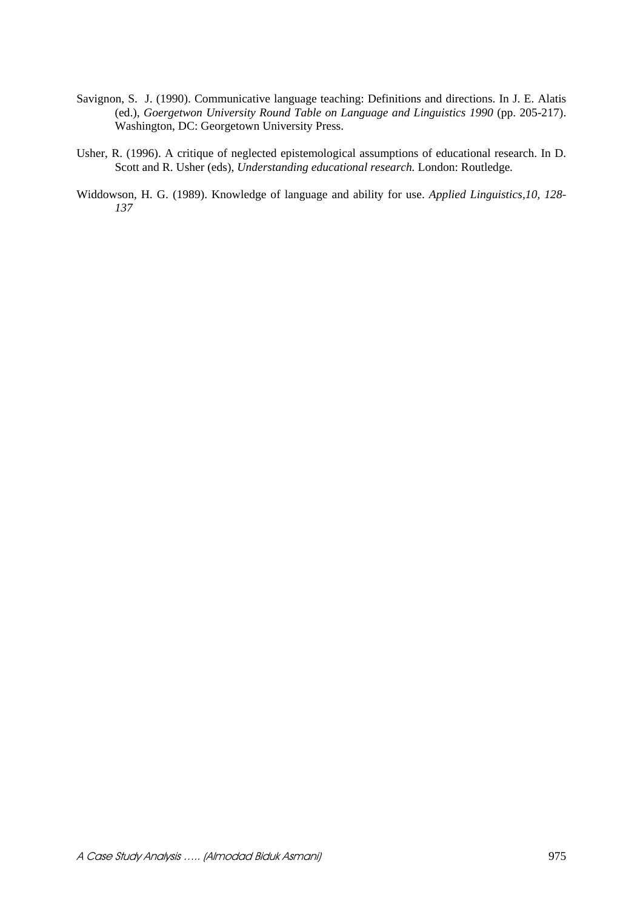Savignon, S. J. (1990). Communicative language teaching: Definitions and directions. In J. E. Alatis (ed.), *Goergetwon University Round Table on Language and Linguistics 1990* (pp. 205-217). Washington, DC: Georgetown University Press.

Usher, R. (1996). A critique of neglected epistemological assumptions of educational research. In D. Scott and R. Usher (eds), *Understanding educational research.* London: Routledge.

Widdowson, H. G. (1989). Knowledge of language and ability for use. *Applied Linguistics,10, 128-137*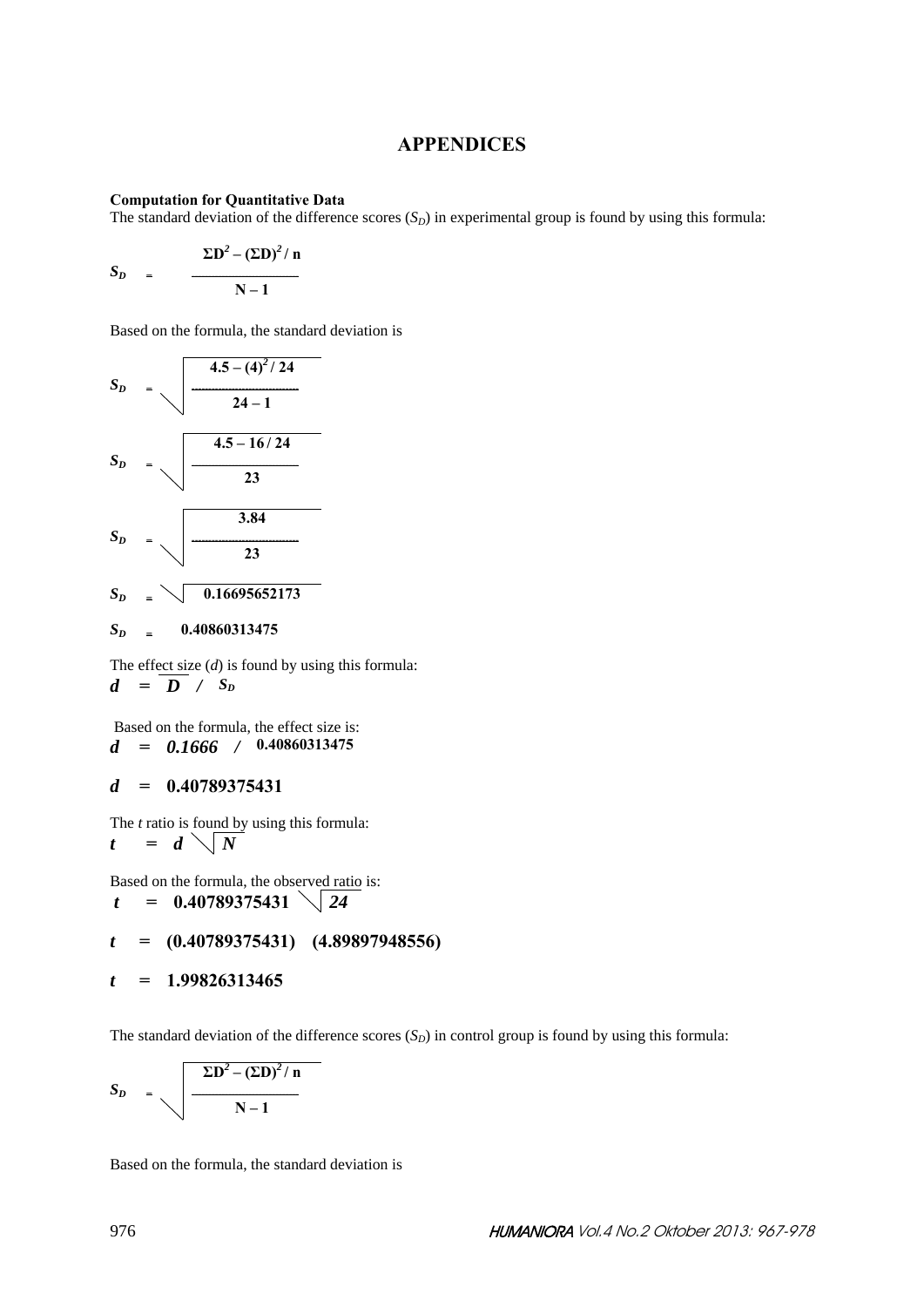# APPENDICES

**Computation for Quantitative Data**

The standard deviation of the difference scores ($S_D$) in experimental group is found by using this formula:

$$S_D = \frac{\Sigma D^2 - (\Sigma D)^2 / n}{N - 1}$$

Based on the formula, the standard deviation is

$$S_D = \sqrt{\frac{4.5 - (4)^2 / 24}{24 - 1}}$$

$$S_D = \sqrt{\frac{4.5 - 16 / 24}{23}}$$

$$S_D = \sqrt{\frac{3.84}{23}}$$

$$S_D = \sqrt{0.16695652173}$$

$$S_D = 0.40860313475$$

The effect size ($d$) is found by using this formula:

$$d = \overline{D} \; / \; S_D$$

Based on the formula, the effect size is:

$$d = 0.1666 \; / \; 0.40860313475$$

$$d = 0.40789375431$$

The $t$ ratio is found by using this formula:

$$t = d \sqrt{N}$$

Based on the formula, the observed ratio is:

$$t = 0.40789375431 \sqrt{24}$$

$$t = (0.40789375431) \quad (4.89897948556)$$

$$t = 1.99826313465$$

The standard deviation of the difference scores ($S_D$) in control group is found by using this formula:

$$S_D = \sqrt{\frac{\Sigma D^2 - (\Sigma D)^2 / n}{N - 1}}$$

Based on the formula, the standard deviation is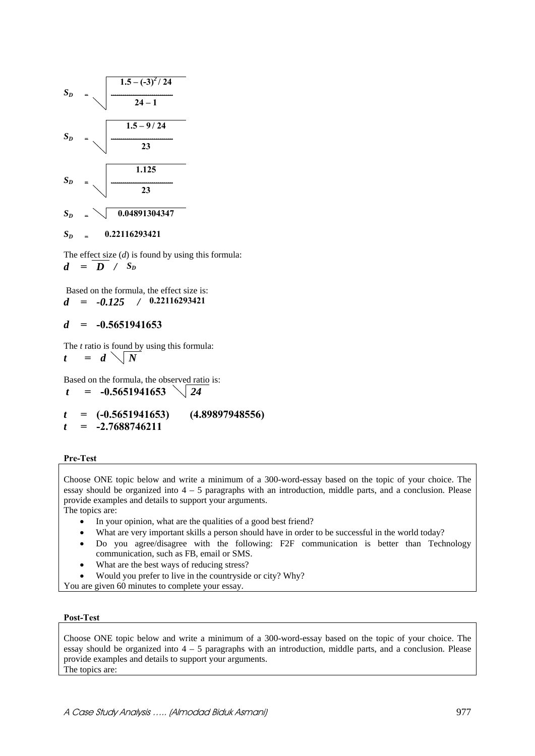$$S_D = \sqrt{\frac{1.5 - (-3)^2 / 24}{24 - 1}}$$

$$S_D = \sqrt{\frac{1.5 - 9 / 24}{23}}$$

$$S_D = \sqrt{\frac{1.125}{23}}$$

$$S_D = \sqrt{0.04891304347}$$

$$S_D = 0.22116293421$$

The effect size ($d$) is found by using this formula:

$$d = \overline{D} \; / \; S_D$$

Based on the formula, the effect size is:

$$d = -0.125 \; / \; 0.22116293421$$

$$d = -0.5651941653$$

The $t$ ratio is found by using this formula:

$$t = d \sqrt{N}$$

Based on the formula, the observed ratio is:

$$t = -0.5651941653 \sqrt{24}$$

$$t = (-0.5651941653) \quad (4.89897948556)$$

$$t = -2.7688746211$$

**Pre-Test**

Choose ONE topic below and write a minimum of a 300-word-essay based on the topic of your choice. The essay should be organized into 4 – 5 paragraphs with an introduction, middle parts, and a conclusion. Please provide examples and details to support your arguments.
The topics are:

- In your opinion, what are the qualities of a good best friend?
- What are very important skills a person should have in order to be successful in the world today?
- Do you agree/disagree with the following: F2F communication is better than Technology communication, such as FB, email or SMS.
- What are the best ways of reducing stress?
- Would you prefer to live in the countryside or city? Why?

You are given 60 minutes to complete your essay.

**Post-Test**

Choose ONE topic below and write a minimum of a 300-word-essay based on the topic of your choice. The essay should be organized into 4 – 5 paragraphs with an introduction, middle parts, and a conclusion. Please provide examples and details to support your arguments.
The topics are: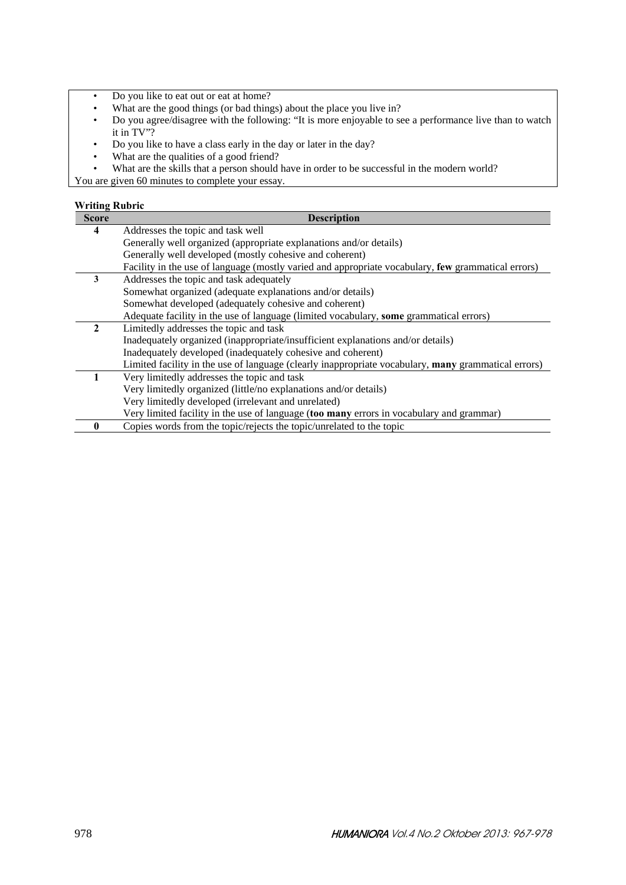- Do you like to eat out or eat at home?
- What are the good things (or bad things) about the place you live in?
- Do you agree/disagree with the following: "It is more enjoyable to see a performance live than to watch it in TV"?
- Do you like to have a class early in the day or later in the day?
- What are the qualities of a good friend?
- What are the skills that a person should have in order to be successful in the modern world?

You are given 60 minutes to complete your essay.

**Writing Rubric**

| Score | Description |
|---|---|
| **4** | Addresses the topic and task well<br>Generally well organized (appropriate explanations and/or details)<br>Generally well developed (mostly cohesive and coherent)<br>Facility in the use of language (mostly varied and appropriate vocabulary, **few** grammatical errors) |
| **3** | Addresses the topic and task adequately<br>Somewhat organized (adequate explanations and/or details)<br>Somewhat developed (adequately cohesive and coherent)<br>Adequate facility in the use of language (limited vocabulary, **some** grammatical errors) |
| **2** | Limitedly addresses the topic and task<br>Inadequately organized (inappropriate/insufficient explanations and/or details)<br>Inadequately developed (inadequately cohesive and coherent)<br>Limited facility in the use of language (clearly inappropriate vocabulary, **many** grammatical errors) |
| **1** | Very limitedly addresses the topic and task<br>Very limitedly organized (little/no explanations and/or details)<br>Very limitedly developed (irrelevant and unrelated)<br>Very limited facility in the use of language (**too many** errors in vocabulary and grammar) |
| **0** | Copies words from the topic/rejects the topic/unrelated to the topic |